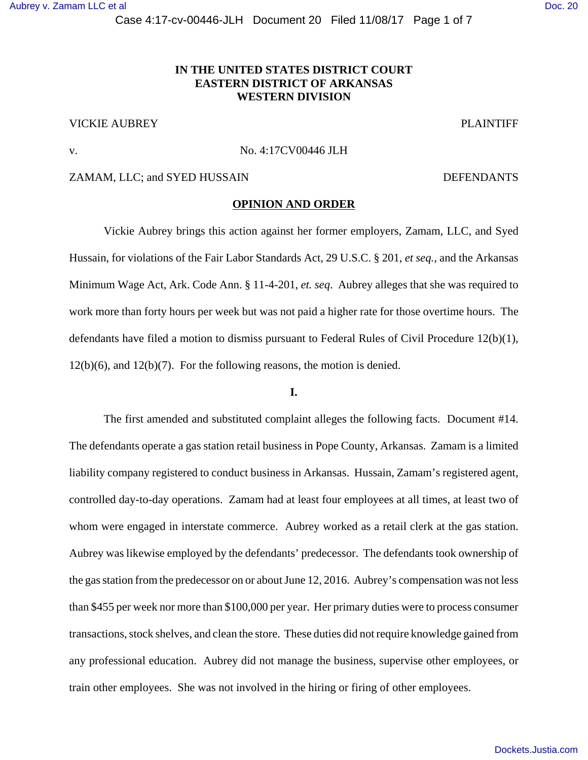**IN THE UNITED STATES DISTRICT COURT**
**EASTERN DISTRICT OF ARKANSAS**
**WESTERN DIVISION**

VICKIE AUBREY PLAINTIFF

v. No. 4:17CV00446 JLH

ZAMAM, LLC; and SYED HUSSAIN DEFENDANTS

**OPINION AND ORDER**

Vickie Aubrey brings this action against her former employers, Zamam, LLC, and Syed Hussain, for violations of the Fair Labor Standards Act, 29 U.S.C. § 201, *et seq.*, and the Arkansas Minimum Wage Act, Ark. Code Ann. § 11-4-201, *et. seq*. Aubrey alleges that she was required to work more than forty hours per week but was not paid a higher rate for those overtime hours. The defendants have filed a motion to dismiss pursuant to Federal Rules of Civil Procedure 12(b)(1), 12(b)(6), and 12(b)(7). For the following reasons, the motion is denied.

**I.**

The first amended and substituted complaint alleges the following facts. Document #14. The defendants operate a gas station retail business in Pope County, Arkansas. Zamam is a limited liability company registered to conduct business in Arkansas. Hussain, Zamam's registered agent, controlled day-to-day operations. Zamam had at least four employees at all times, at least two of whom were engaged in interstate commerce. Aubrey worked as a retail clerk at the gas station. Aubrey was likewise employed by the defendants' predecessor. The defendants took ownership of the gas station from the predecessor on or about June 12, 2016. Aubrey's compensation was not less than $455 per week nor more than $100,000 per year. Her primary duties were to process consumer transactions, stock shelves, and clean the store. These duties did not require knowledge gained from any professional education. Aubrey did not manage the business, supervise other employees, or train other employees. She was not involved in the hiring or firing of other employees.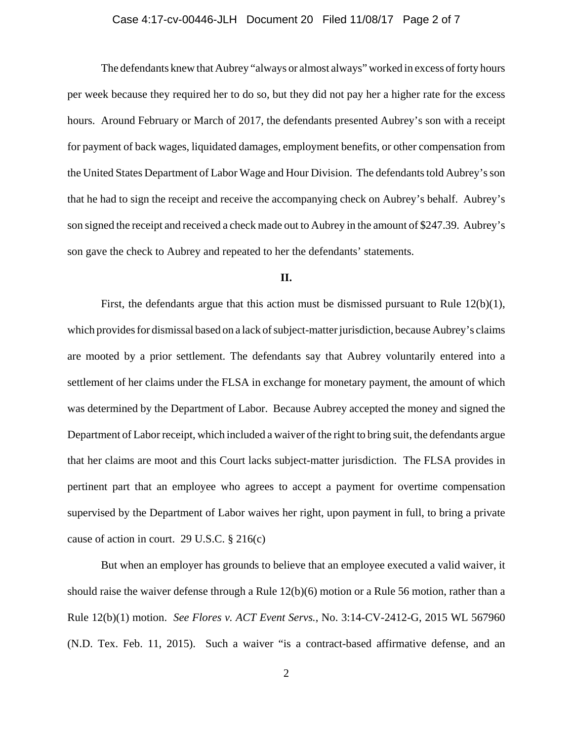The defendants knew that Aubrey "always or almost always" worked in excess of forty hours per week because they required her to do so, but they did not pay her a higher rate for the excess hours. Around February or March of 2017, the defendants presented Aubrey's son with a receipt for payment of back wages, liquidated damages, employment benefits, or other compensation from the United States Department of Labor Wage and Hour Division. The defendants told Aubrey's son that he had to sign the receipt and receive the accompanying check on Aubrey's behalf. Aubrey's son signed the receipt and received a check made out to Aubrey in the amount of $247.39. Aubrey's son gave the check to Aubrey and repeated to her the defendants' statements.

**II.**

First, the defendants argue that this action must be dismissed pursuant to Rule 12(b)(1), which provides for dismissal based on a lack of subject-matter jurisdiction, because Aubrey's claims are mooted by a prior settlement. The defendants say that Aubrey voluntarily entered into a settlement of her claims under the FLSA in exchange for monetary payment, the amount of which was determined by the Department of Labor. Because Aubrey accepted the money and signed the Department of Labor receipt, which included a waiver of the right to bring suit, the defendants argue that her claims are moot and this Court lacks subject-matter jurisdiction. The FLSA provides in pertinent part that an employee who agrees to accept a payment for overtime compensation supervised by the Department of Labor waives her right, upon payment in full, to bring a private cause of action in court. 29 U.S.C. § 216(c)

But when an employer has grounds to believe that an employee executed a valid waiver, it should raise the waiver defense through a Rule 12(b)(6) motion or a Rule 56 motion, rather than a Rule 12(b)(1) motion. *See Flores v. ACT Event Servs.*, No. 3:14-CV-2412-G, 2015 WL 567960 (N.D. Tex. Feb. 11, 2015). Such a waiver "is a contract-based affirmative defense, and an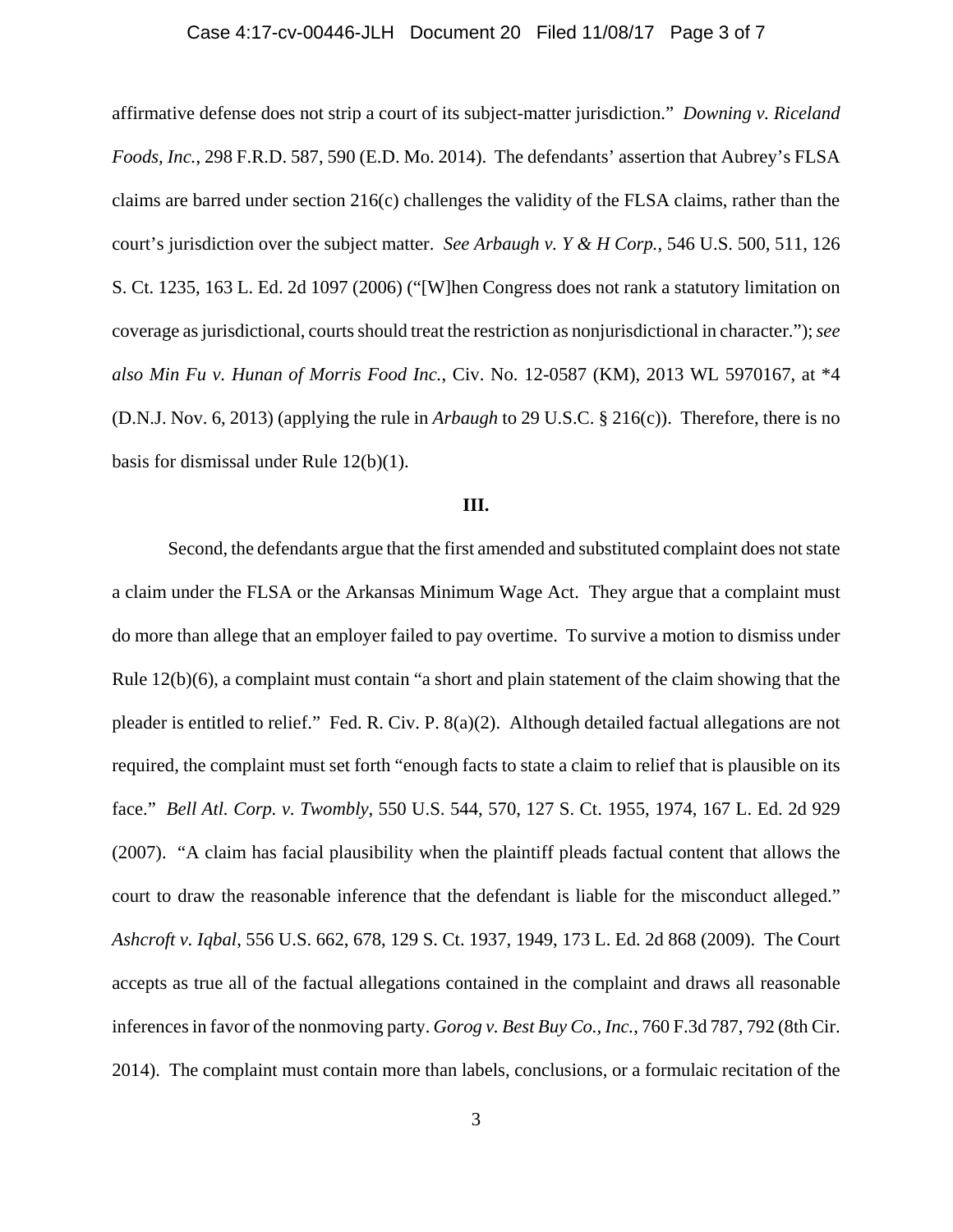affirmative defense does not strip a court of its subject-matter jurisdiction." *Downing v. Riceland Foods, Inc.*, 298 F.R.D. 587, 590 (E.D. Mo. 2014). The defendants' assertion that Aubrey's FLSA claims are barred under section 216(c) challenges the validity of the FLSA claims, rather than the court's jurisdiction over the subject matter. *See Arbaugh v. Y & H Corp.*, 546 U.S. 500, 511, 126 S. Ct. 1235, 163 L. Ed. 2d 1097 (2006) ("[W]hen Congress does not rank a statutory limitation on coverage as jurisdictional, courts should treat the restriction as nonjurisdictional in character."); *see also Min Fu v. Hunan of Morris Food Inc.*, Civ. No. 12-0587 (KM), 2013 WL 5970167, at *4 (D.N.J. Nov. 6, 2013) (applying the rule in *Arbaugh* to 29 U.S.C. § 216(c)). Therefore, there is no basis for dismissal under Rule 12(b)(1).

**III.**

Second, the defendants argue that the first amended and substituted complaint does not state a claim under the FLSA or the Arkansas Minimum Wage Act. They argue that a complaint must do more than allege that an employer failed to pay overtime. To survive a motion to dismiss under Rule 12(b)(6), a complaint must contain "a short and plain statement of the claim showing that the pleader is entitled to relief." Fed. R. Civ. P. 8(a)(2). Although detailed factual allegations are not required, the complaint must set forth "enough facts to state a claim to relief that is plausible on its face." *Bell Atl. Corp. v. Twombly*, 550 U.S. 544, 570, 127 S. Ct. 1955, 1974, 167 L. Ed. 2d 929 (2007). "A claim has facial plausibility when the plaintiff pleads factual content that allows the court to draw the reasonable inference that the defendant is liable for the misconduct alleged." *Ashcroft v. Iqbal*, 556 U.S. 662, 678, 129 S. Ct. 1937, 1949, 173 L. Ed. 2d 868 (2009). The Court accepts as true all of the factual allegations contained in the complaint and draws all reasonable inferences in favor of the nonmoving party. *Gorog v. Best Buy Co., Inc.*, 760 F.3d 787, 792 (8th Cir. 2014). The complaint must contain more than labels, conclusions, or a formulaic recitation of the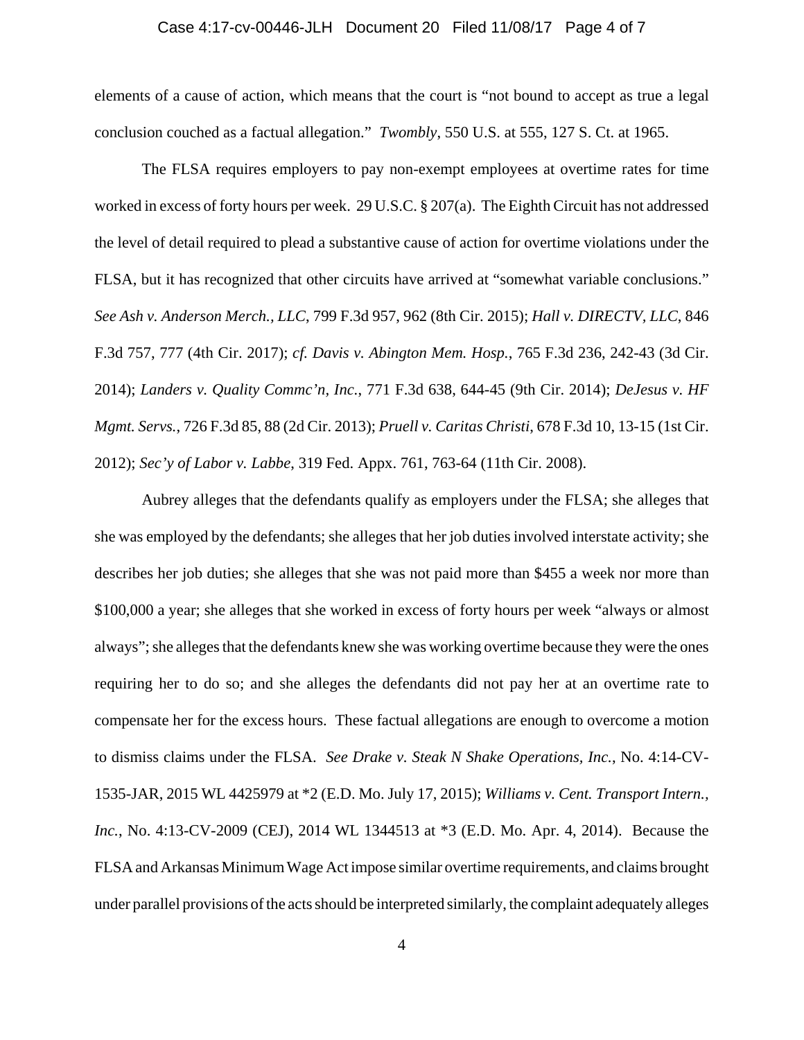elements of a cause of action, which means that the court is "not bound to accept as true a legal conclusion couched as a factual allegation." *Twombly*, 550 U.S. at 555, 127 S. Ct. at 1965.

The FLSA requires employers to pay non-exempt employees at overtime rates for time worked in excess of forty hours per week. 29 U.S.C. § 207(a). The Eighth Circuit has not addressed the level of detail required to plead a substantive cause of action for overtime violations under the FLSA, but it has recognized that other circuits have arrived at "somewhat variable conclusions." *See Ash v. Anderson Merch., LLC*, 799 F.3d 957, 962 (8th Cir. 2015); *Hall v. DIRECTV, LLC*, 846 F.3d 757, 777 (4th Cir. 2017); *cf. Davis v. Abington Mem. Hosp.*, 765 F.3d 236, 242-43 (3d Cir. 2014); *Landers v. Quality Commc'n, Inc.*, 771 F.3d 638, 644-45 (9th Cir. 2014); *DeJesus v. HF Mgmt. Servs.*, 726 F.3d 85, 88 (2d Cir. 2013); *Pruell v. Caritas Christi*, 678 F.3d 10, 13-15 (1st Cir. 2012); *Sec'y of Labor v. Labbe*, 319 Fed. Appx. 761, 763-64 (11th Cir. 2008).

Aubrey alleges that the defendants qualify as employers under the FLSA; she alleges that she was employed by the defendants; she alleges that her job duties involved interstate activity; she describes her job duties; she alleges that she was not paid more than $455 a week nor more than $100,000 a year; she alleges that she worked in excess of forty hours per week "always or almost always"; she alleges that the defendants knew she was working overtime because they were the ones requiring her to do so; and she alleges the defendants did not pay her at an overtime rate to compensate her for the excess hours. These factual allegations are enough to overcome a motion to dismiss claims under the FLSA. *See Drake v. Steak N Shake Operations, Inc.*, No. 4:14-CV-1535-JAR, 2015 WL 4425979 at *2 (E.D. Mo. July 17, 2015); *Williams v. Cent. Transport Intern., Inc.*, No. 4:13-CV-2009 (CEJ), 2014 WL 1344513 at *3 (E.D. Mo. Apr. 4, 2014). Because the FLSA and Arkansas Minimum Wage Act impose similar overtime requirements, and claims brought under parallel provisions of the acts should be interpreted similarly, the complaint adequately alleges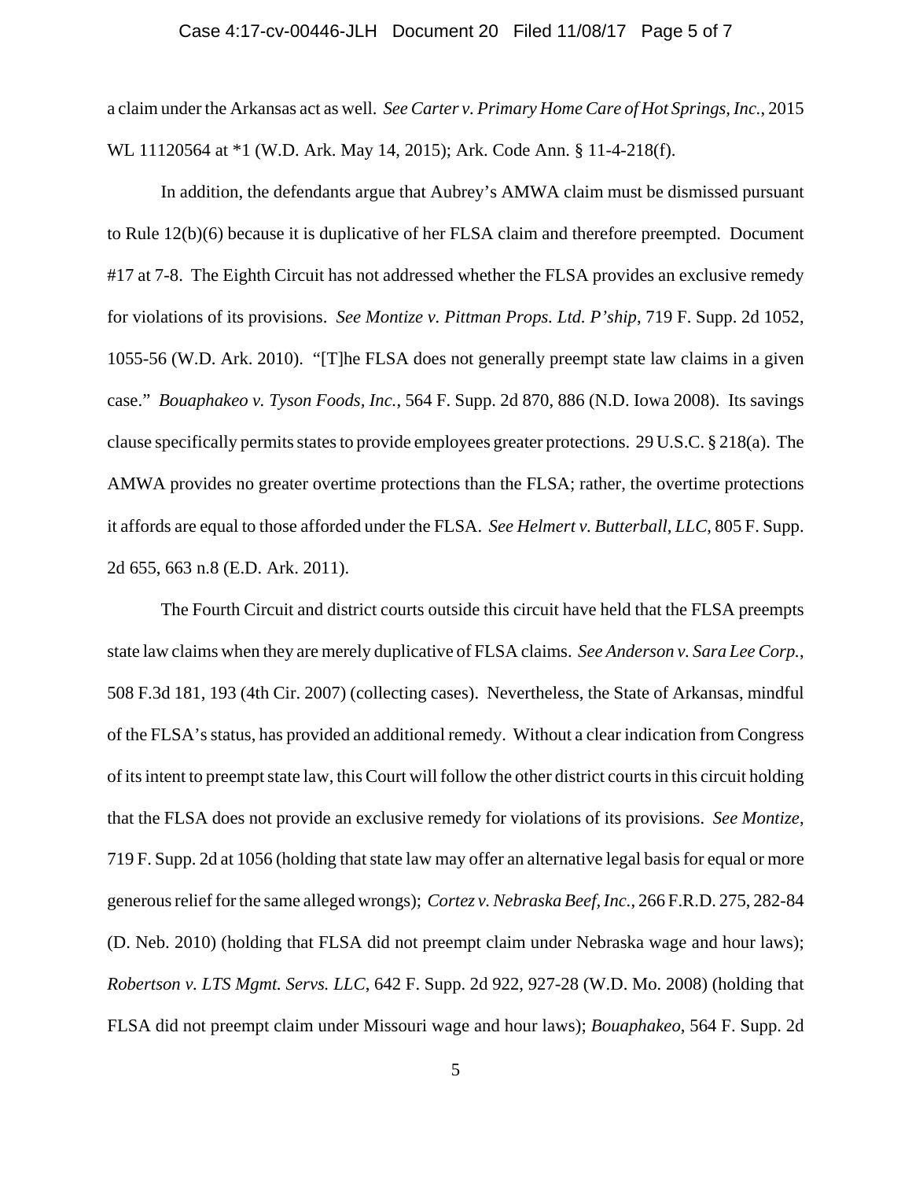a claim under the Arkansas act as well. *See Carter v. Primary Home Care of Hot Springs, Inc.*, 2015 WL 11120564 at *1 (W.D. Ark. May 14, 2015); Ark. Code Ann. § 11-4-218(f).

In addition, the defendants argue that Aubrey's AMWA claim must be dismissed pursuant to Rule 12(b)(6) because it is duplicative of her FLSA claim and therefore preempted. Document #17 at 7-8. The Eighth Circuit has not addressed whether the FLSA provides an exclusive remedy for violations of its provisions. *See Montize v. Pittman Props. Ltd. P'ship*, 719 F. Supp. 2d 1052, 1055-56 (W.D. Ark. 2010). "[T]he FLSA does not generally preempt state law claims in a given case." *Bouaphakeo v. Tyson Foods, Inc.*, 564 F. Supp. 2d 870, 886 (N.D. Iowa 2008). Its savings clause specifically permits states to provide employees greater protections. 29 U.S.C. § 218(a). The AMWA provides no greater overtime protections than the FLSA; rather, the overtime protections it affords are equal to those afforded under the FLSA. *See Helmert v. Butterball, LLC*, 805 F. Supp. 2d 655, 663 n.8 (E.D. Ark. 2011).

The Fourth Circuit and district courts outside this circuit have held that the FLSA preempts state law claims when they are merely duplicative of FLSA claims. *See Anderson v. Sara Lee Corp.*, 508 F.3d 181, 193 (4th Cir. 2007) (collecting cases). Nevertheless, the State of Arkansas, mindful of the FLSA's status, has provided an additional remedy. Without a clear indication from Congress of its intent to preempt state law, this Court will follow the other district courts in this circuit holding that the FLSA does not provide an exclusive remedy for violations of its provisions. *See Montize*, 719 F. Supp. 2d at 1056 (holding that state law may offer an alternative legal basis for equal or more generous relief for the same alleged wrongs); *Cortez v. Nebraska Beef, Inc.*, 266 F.R.D. 275, 282-84 (D. Neb. 2010) (holding that FLSA did not preempt claim under Nebraska wage and hour laws); *Robertson v. LTS Mgmt. Servs. LLC*, 642 F. Supp. 2d 922, 927-28 (W.D. Mo. 2008) (holding that FLSA did not preempt claim under Missouri wage and hour laws); *Bouaphakeo*, 564 F. Supp. 2d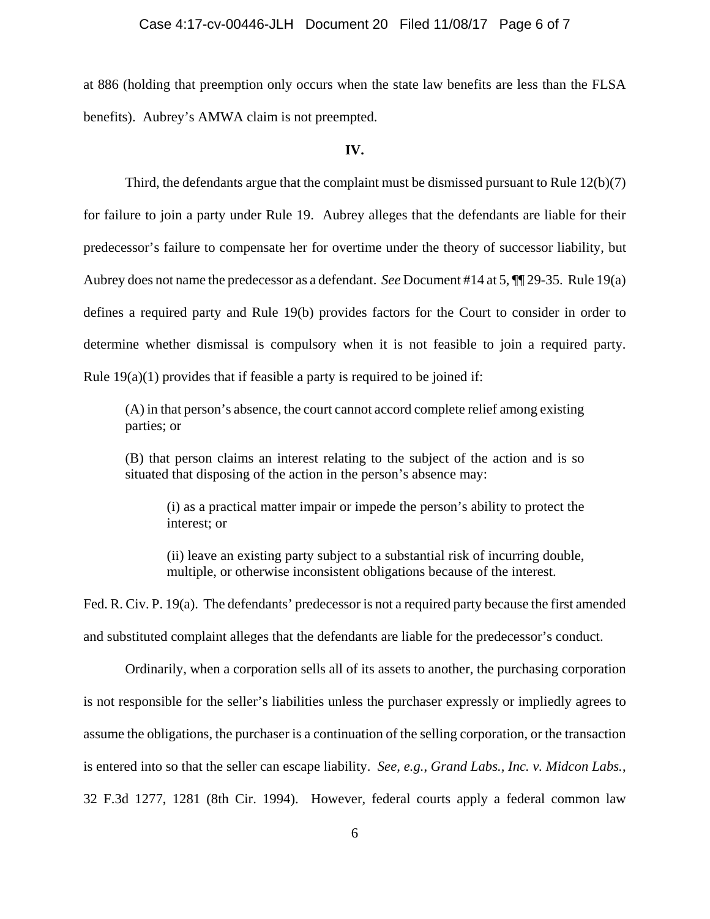at 886 (holding that preemption only occurs when the state law benefits are less than the FLSA benefits). Aubrey's AMWA claim is not preempted.

**IV.**

Third, the defendants argue that the complaint must be dismissed pursuant to Rule 12(b)(7) for failure to join a party under Rule 19. Aubrey alleges that the defendants are liable for their predecessor's failure to compensate her for overtime under the theory of successor liability, but Aubrey does not name the predecessor as a defendant. *See* Document #14 at 5, ¶¶ 29-35. Rule 19(a) defines a required party and Rule 19(b) provides factors for the Court to consider in order to determine whether dismissal is compulsory when it is not feasible to join a required party. Rule 19(a)(1) provides that if feasible a party is required to be joined if:

> (A) in that person's absence, the court cannot accord complete relief among existing parties; or
>
> (B) that person claims an interest relating to the subject of the action and is so situated that disposing of the action in the person's absence may:
>
> > (i) as a practical matter impair or impede the person's ability to protect the interest; or
> >
> > (ii) leave an existing party subject to a substantial risk of incurring double, multiple, or otherwise inconsistent obligations because of the interest.

Fed. R. Civ. P. 19(a). The defendants' predecessor is not a required party because the first amended and substituted complaint alleges that the defendants are liable for the predecessor's conduct.

Ordinarily, when a corporation sells all of its assets to another, the purchasing corporation is not responsible for the seller's liabilities unless the purchaser expressly or impliedly agrees to assume the obligations, the purchaser is a continuation of the selling corporation, or the transaction is entered into so that the seller can escape liability. *See, e.g., Grand Labs., Inc. v. Midcon Labs.*, 32 F.3d 1277, 1281 (8th Cir. 1994). However, federal courts apply a federal common law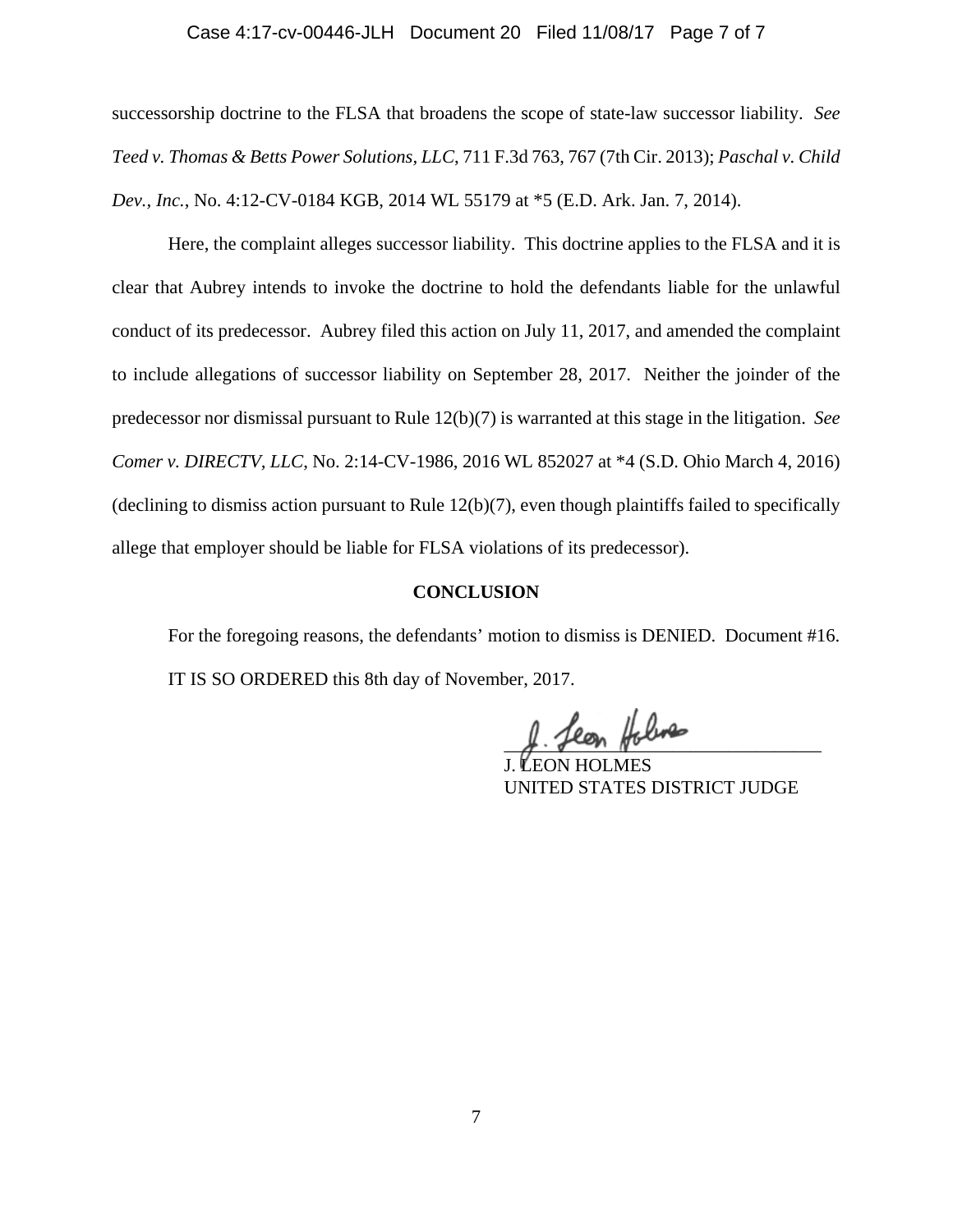successorship doctrine to the FLSA that broadens the scope of state-law successor liability. *See Teed v. Thomas & Betts Power Solutions, LLC*, 711 F.3d 763, 767 (7th Cir. 2013); *Paschal v. Child Dev., Inc.*, No. 4:12-CV-0184 KGB, 2014 WL 55179 at *5 (E.D. Ark. Jan. 7, 2014).

Here, the complaint alleges successor liability. This doctrine applies to the FLSA and it is clear that Aubrey intends to invoke the doctrine to hold the defendants liable for the unlawful conduct of its predecessor. Aubrey filed this action on July 11, 2017, and amended the complaint to include allegations of successor liability on September 28, 2017. Neither the joinder of the predecessor nor dismissal pursuant to Rule 12(b)(7) is warranted at this stage in the litigation. *See Comer v. DIRECTV, LLC*, No. 2:14-CV-1986, 2016 WL 852027 at *4 (S.D. Ohio March 4, 2016) (declining to dismiss action pursuant to Rule 12(b)(7), even though plaintiffs failed to specifically allege that employer should be liable for FLSA violations of its predecessor).

**CONCLUSION**

For the foregoing reasons, the defendants' motion to dismiss is DENIED. Document #16.

IT IS SO ORDERED this 8th day of November, 2017.

J. LEON HOLMES
UNITED STATES DISTRICT JUDGE